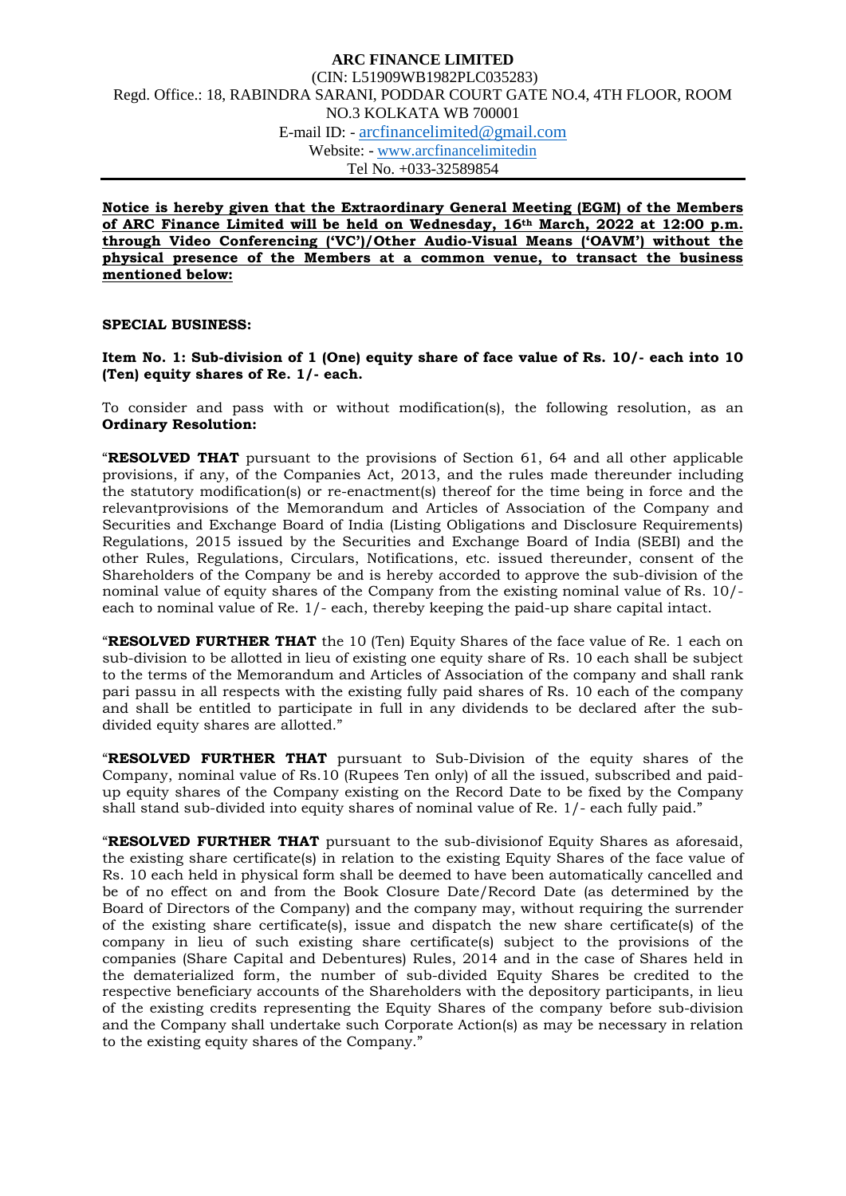**ARC FINANCE LIMITED**
(CIN: L51909WB1982PLC035283)
Regd. Office.: 18, RABINDRA SARANI, PODDAR COURT GATE NO.4, 4TH FLOOR, ROOM NO.3 KOLKATA WB 700001
E-mail ID: - arcfinancelimited@gmail.com
Website: - www.arcfinancelimitedin
Tel No. +033-32589854

**Notice is hereby given that the Extraordinary General Meeting (EGM) of the Members of ARC Finance Limited will be held on Wednesday, 16th March, 2022 at 12:00 p.m. through Video Conferencing ('VC')/Other Audio-Visual Means ('OAVM') without the physical presence of the Members at a common venue, to transact the business mentioned below:**

**SPECIAL BUSINESS:**

**Item No. 1: Sub-division of 1 (One) equity share of face value of Rs. 10/- each into 10 (Ten) equity shares of Re. 1/- each.**

To consider and pass with or without modification(s), the following resolution, as an **Ordinary Resolution:**

"**RESOLVED THAT** pursuant to the provisions of Section 61, 64 and all other applicable provisions, if any, of the Companies Act, 2013, and the rules made thereunder including the statutory modification(s) or re-enactment(s) thereof for the time being in force and the relevantprovisions of the Memorandum and Articles of Association of the Company and Securities and Exchange Board of India (Listing Obligations and Disclosure Requirements) Regulations, 2015 issued by the Securities and Exchange Board of India (SEBI) and the other Rules, Regulations, Circulars, Notifications, etc. issued thereunder, consent of the Shareholders of the Company be and is hereby accorded to approve the sub-division of the nominal value of equity shares of the Company from the existing nominal value of Rs. 10/- each to nominal value of Re. 1/- each, thereby keeping the paid-up share capital intact.

"**RESOLVED FURTHER THAT** the 10 (Ten) Equity Shares of the face value of Re. 1 each on sub-division to be allotted in lieu of existing one equity share of Rs. 10 each shall be subject to the terms of the Memorandum and Articles of Association of the company and shall rank pari passu in all respects with the existing fully paid shares of Rs. 10 each of the company and shall be entitled to participate in full in any dividends to be declared after the sub-divided equity shares are allotted."

"**RESOLVED FURTHER THAT** pursuant to Sub-Division of the equity shares of the Company, nominal value of Rs.10 (Rupees Ten only) of all the issued, subscribed and paid-up equity shares of the Company existing on the Record Date to be fixed by the Company shall stand sub-divided into equity shares of nominal value of Re. 1/- each fully paid."

"**RESOLVED FURTHER THAT** pursuant to the sub-divisionof Equity Shares as aforesaid, the existing share certificate(s) in relation to the existing Equity Shares of the face value of Rs. 10 each held in physical form shall be deemed to have been automatically cancelled and be of no effect on and from the Book Closure Date/Record Date (as determined by the Board of Directors of the Company) and the company may, without requiring the surrender of the existing share certificate(s), issue and dispatch the new share certificate(s) of the company in lieu of such existing share certificate(s) subject to the provisions of the companies (Share Capital and Debentures) Rules, 2014 and in the case of Shares held in the dematerialized form, the number of sub-divided Equity Shares be credited to the respective beneficiary accounts of the Shareholders with the depository participants, in lieu of the existing credits representing the Equity Shares of the company before sub-division and the Company shall undertake such Corporate Action(s) as may be necessary in relation to the existing equity shares of the Company."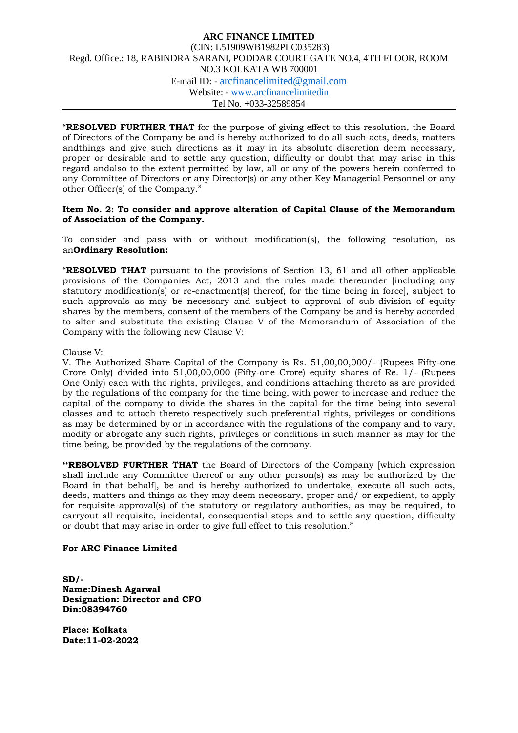**ARC FINANCE LIMITED**
(CIN: L51909WB1982PLC035283)
Regd. Office.: 18, RABINDRA SARANI, PODDAR COURT GATE NO.4, 4TH FLOOR, ROOM NO.3 KOLKATA WB 700001
E-mail ID: - arcfinancelimited@gmail.com
Website: - www.arcfinancelimitedin
Tel No. +033-32589854

"**RESOLVED FURTHER THAT** for the purpose of giving effect to this resolution, the Board of Directors of the Company be and is hereby authorized to do all such acts, deeds, matters andthings and give such directions as it may in its absolute discretion deem necessary, proper or desirable and to settle any question, difficulty or doubt that may arise in this regard andalso to the extent permitted by law, all or any of the powers herein conferred to any Committee of Directors or any Director(s) or any other Key Managerial Personnel or any other Officer(s) of the Company."

**Item No. 2: To consider and approve alteration of Capital Clause of the Memorandum of Association of the Company.**

To consider and pass with or without modification(s), the following resolution, as an**Ordinary Resolution:**

"**RESOLVED THAT** pursuant to the provisions of Section 13, 61 and all other applicable provisions of the Companies Act, 2013 and the rules made thereunder [including any statutory modification(s) or re-enactment(s) thereof, for the time being in force], subject to such approvals as may be necessary and subject to approval of sub-division of equity shares by the members, consent of the members of the Company be and is hereby accorded to alter and substitute the existing Clause V of the Memorandum of Association of the Company with the following new Clause V:

Clause V:
V. The Authorized Share Capital of the Company is Rs. 51,00,00,000/- (Rupees Fifty-one Crore Only) divided into 51,00,00,000 (Fifty-one Crore) equity shares of Re. 1/- (Rupees One Only) each with the rights, privileges, and conditions attaching thereto as are provided by the regulations of the company for the time being, with power to increase and reduce the capital of the company to divide the shares in the capital for the time being into several classes and to attach thereto respectively such preferential rights, privileges or conditions as may be determined by or in accordance with the regulations of the company and to vary, modify or abrogate any such rights, privileges or conditions in such manner as may for the time being, be provided by the regulations of the company.

**"RESOLVED FURTHER THAT** the Board of Directors of the Company [which expression shall include any Committee thereof or any other person(s) as may be authorized by the Board in that behalf], be and is hereby authorized to undertake, execute all such acts, deeds, matters and things as they may deem necessary, proper and/ or expedient, to apply for requisite approval(s) of the statutory or regulatory authorities, as may be required, to carryout all requisite, incidental, consequential steps and to settle any question, difficulty or doubt that may arise in order to give full effect to this resolution."

**For ARC Finance Limited**

**SD/-**
**Name:Dinesh Agarwal**
**Designation: Director and CFO**
**Din:08394760**

**Place: Kolkata**
**Date:11-02-2022**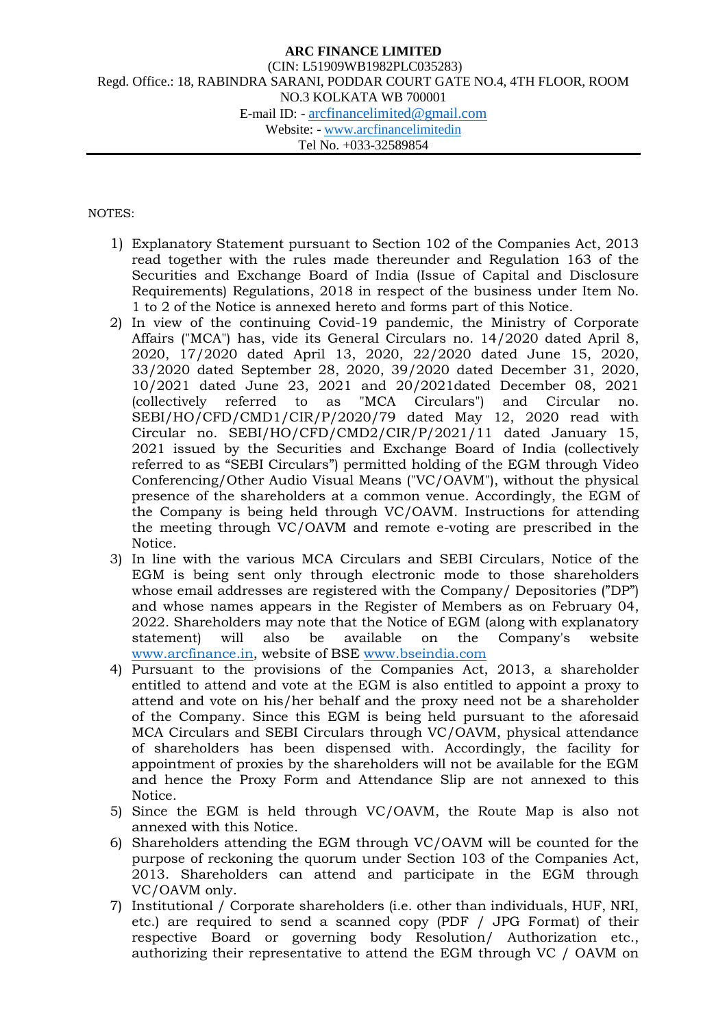**ARC FINANCE LIMITED**
(CIN: L51909WB1982PLC035283)
Regd. Office.: 18, RABINDRA SARANI, PODDAR COURT GATE NO.4, 4TH FLOOR, ROOM NO.3 KOLKATA WB 700001
E-mail ID: - arcfinancelimited@gmail.com
Website: - www.arcfinancelimitedin
Tel No. +033-32589854

NOTES:

1) Explanatory Statement pursuant to Section 102 of the Companies Act, 2013 read together with the rules made thereunder and Regulation 163 of the Securities and Exchange Board of India (Issue of Capital and Disclosure Requirements) Regulations, 2018 in respect of the business under Item No. 1 to 2 of the Notice is annexed hereto and forms part of this Notice.
2) In view of the continuing Covid-19 pandemic, the Ministry of Corporate Affairs ("MCA") has, vide its General Circulars no. 14/2020 dated April 8, 2020, 17/2020 dated April 13, 2020, 22/2020 dated June 15, 2020, 33/2020 dated September 28, 2020, 39/2020 dated December 31, 2020, 10/2021 dated June 23, 2021 and 20/2021dated December 08, 2021 (collectively referred to as "MCA Circulars") and Circular no. SEBI/HO/CFD/CMD1/CIR/P/2020/79 dated May 12, 2020 read with Circular no. SEBI/HO/CFD/CMD2/CIR/P/2021/11 dated January 15, 2021 issued by the Securities and Exchange Board of India (collectively referred to as "SEBI Circulars") permitted holding of the EGM through Video Conferencing/Other Audio Visual Means ("VC/OAVM"), without the physical presence of the shareholders at a common venue. Accordingly, the EGM of the Company is being held through VC/OAVM. Instructions for attending the meeting through VC/OAVM and remote e-voting are prescribed in the Notice.
3) In line with the various MCA Circulars and SEBI Circulars, Notice of the EGM is being sent only through electronic mode to those shareholders whose email addresses are registered with the Company/ Depositories ("DP") and whose names appears in the Register of Members as on February 04, 2022. Shareholders may note that the Notice of EGM (along with explanatory statement) will also be available on the Company's website www.arcfinance.in, website of BSE www.bseindia.com
4) Pursuant to the provisions of the Companies Act, 2013, a shareholder entitled to attend and vote at the EGM is also entitled to appoint a proxy to attend and vote on his/her behalf and the proxy need not be a shareholder of the Company. Since this EGM is being held pursuant to the aforesaid MCA Circulars and SEBI Circulars through VC/OAVM, physical attendance of shareholders has been dispensed with. Accordingly, the facility for appointment of proxies by the shareholders will not be available for the EGM and hence the Proxy Form and Attendance Slip are not annexed to this Notice.
5) Since the EGM is held through VC/OAVM, the Route Map is also not annexed with this Notice.
6) Shareholders attending the EGM through VC/OAVM will be counted for the purpose of reckoning the quorum under Section 103 of the Companies Act, 2013. Shareholders can attend and participate in the EGM through VC/OAVM only.
7) Institutional / Corporate shareholders (i.e. other than individuals, HUF, NRI, etc.) are required to send a scanned copy (PDF / JPG Format) of their respective Board or governing body Resolution/ Authorization etc., authorizing their representative to attend the EGM through VC / OAVM on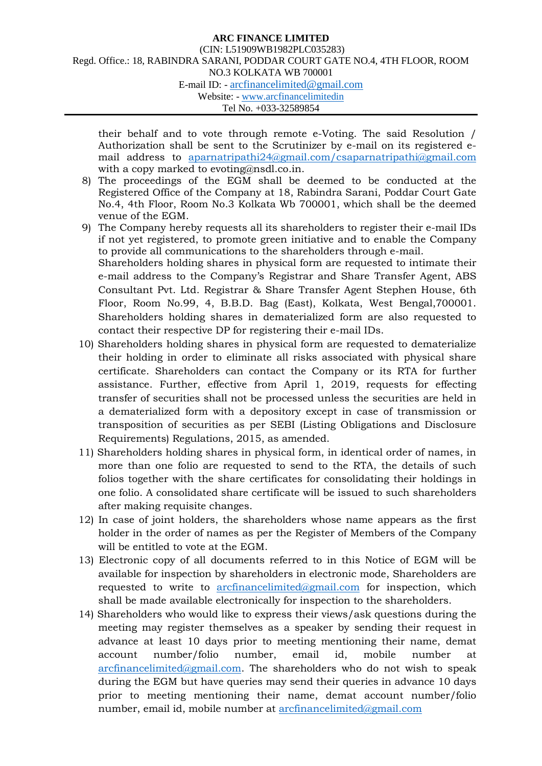their behalf and to vote through remote e-Voting. The said Resolution / Authorization shall be sent to the Scrutinizer by e-mail on its registered e-mail address to aparnatripathi24@gmail.com/csaparnatripathi@gmail.com with a copy marked to evoting@nsdl.co.in.

8) The proceedings of the EGM shall be deemed to be conducted at the Registered Office of the Company at 18, Rabindra Sarani, Poddar Court Gate No.4, 4th Floor, Room No.3 Kolkata Wb 700001, which shall be the deemed venue of the EGM.
9) The Company hereby requests all its shareholders to register their e-mail IDs if not yet registered, to promote green initiative and to enable the Company to provide all communications to the shareholders through e-mail.
   Shareholders holding shares in physical form are requested to intimate their e-mail address to the Company's Registrar and Share Transfer Agent, ABS Consultant Pvt. Ltd. Registrar & Share Transfer Agent Stephen House, 6th Floor, Room No.99, 4, B.B.D. Bag (East), Kolkata, West Bengal,700001. Shareholders holding shares in dematerialized form are also requested to contact their respective DP for registering their e-mail IDs.
10) Shareholders holding shares in physical form are requested to dematerialize their holding in order to eliminate all risks associated with physical share certificate. Shareholders can contact the Company or its RTA for further assistance. Further, effective from April 1, 2019, requests for effecting transfer of securities shall not be processed unless the securities are held in a dematerialized form with a depository except in case of transmission or transposition of securities as per SEBI (Listing Obligations and Disclosure Requirements) Regulations, 2015, as amended.
11) Shareholders holding shares in physical form, in identical order of names, in more than one folio are requested to send to the RTA, the details of such folios together with the share certificates for consolidating their holdings in one folio. A consolidated share certificate will be issued to such shareholders after making requisite changes.
12) In case of joint holders, the shareholders whose name appears as the first holder in the order of names as per the Register of Members of the Company will be entitled to vote at the EGM.
13) Electronic copy of all documents referred to in this Notice of EGM will be available for inspection by shareholders in electronic mode, Shareholders are requested to write to arcfinancelimited@gmail.com for inspection, which shall be made available electronically for inspection to the shareholders.
14) Shareholders who would like to express their views/ask questions during the meeting may register themselves as a speaker by sending their request in advance at least 10 days prior to meeting mentioning their name, demat account number/folio number, email id, mobile number at arcfinancelimited@gmail.com. The shareholders who do not wish to speak during the EGM but have queries may send their queries in advance 10 days prior to meeting mentioning their name, demat account number/folio number, email id, mobile number at arcfinancelimited@gmail.com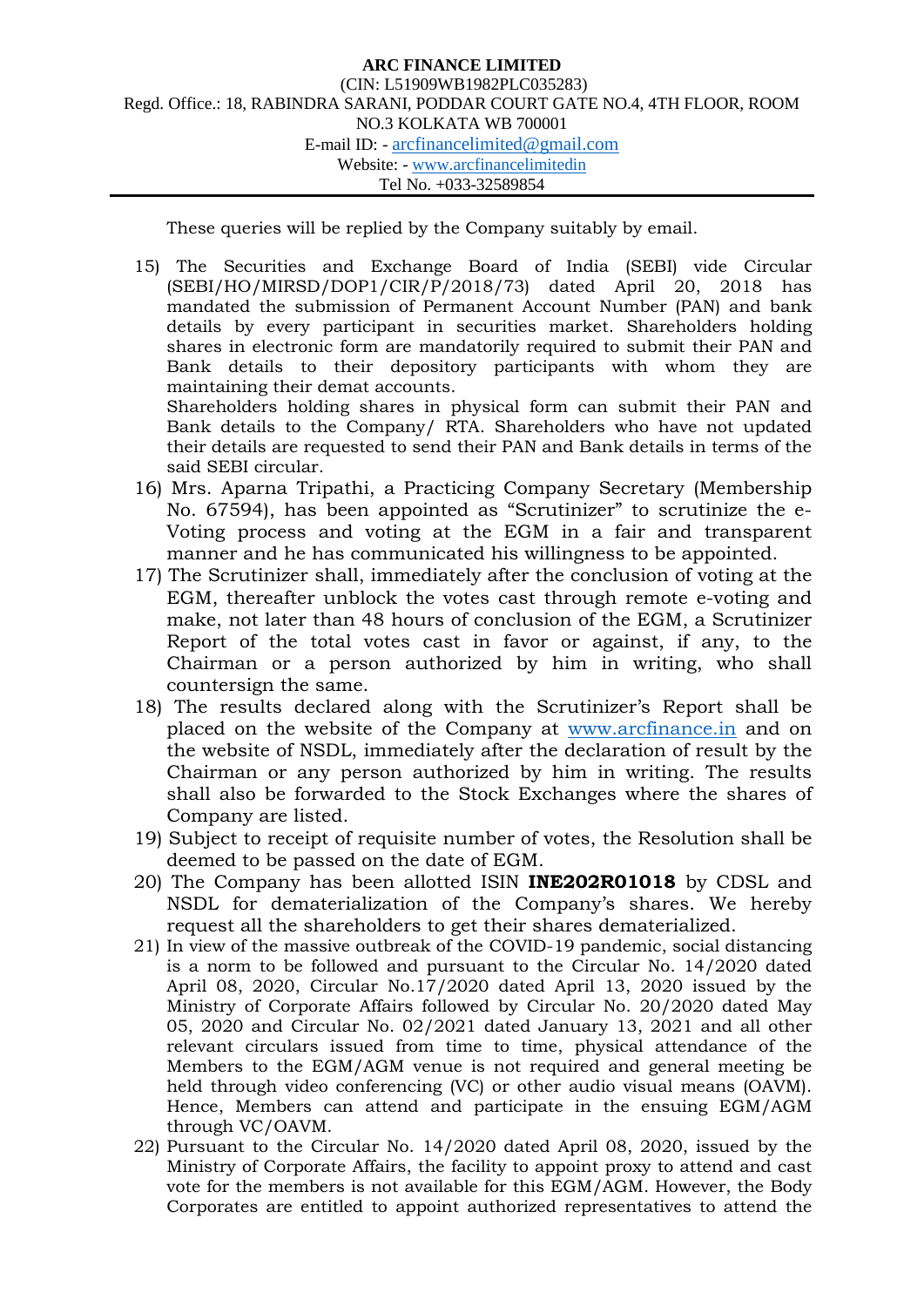These queries will be replied by the Company suitably by email.

15) The Securities and Exchange Board of India (SEBI) vide Circular (SEBI/HO/MIRSD/DOP1/CIR/P/2018/73) dated April 20, 2018 has mandated the submission of Permanent Account Number (PAN) and bank details by every participant in securities market. Shareholders holding shares in electronic form are mandatorily required to submit their PAN and Bank details to their depository participants with whom they are maintaining their demat accounts.
    Shareholders holding shares in physical form can submit their PAN and Bank details to the Company/ RTA. Shareholders who have not updated their details are requested to send their PAN and Bank details in terms of the said SEBI circular.
16) Mrs. Aparna Tripathi, a Practicing Company Secretary (Membership No. 67594), has been appointed as "Scrutinizer" to scrutinize the e-Voting process and voting at the EGM in a fair and transparent manner and he has communicated his willingness to be appointed.
17) The Scrutinizer shall, immediately after the conclusion of voting at the EGM, thereafter unblock the votes cast through remote e-voting and make, not later than 48 hours of conclusion of the EGM, a Scrutinizer Report of the total votes cast in favor or against, if any, to the Chairman or a person authorized by him in writing, who shall countersign the same.
18) The results declared along with the Scrutinizer's Report shall be placed on the website of the Company at www.arcfinance.in and on the website of NSDL, immediately after the declaration of result by the Chairman or any person authorized by him in writing. The results shall also be forwarded to the Stock Exchanges where the shares of Company are listed.
19) Subject to receipt of requisite number of votes, the Resolution shall be deemed to be passed on the date of EGM.
20) The Company has been allotted ISIN **INE202R01018** by CDSL and NSDL for dematerialization of the Company's shares. We hereby request all the shareholders to get their shares dematerialized.
21) In view of the massive outbreak of the COVID-19 pandemic, social distancing is a norm to be followed and pursuant to the Circular No. 14/2020 dated April 08, 2020, Circular No.17/2020 dated April 13, 2020 issued by the Ministry of Corporate Affairs followed by Circular No. 20/2020 dated May 05, 2020 and Circular No. 02/2021 dated January 13, 2021 and all other relevant circulars issued from time to time, physical attendance of the Members to the EGM/AGM venue is not required and general meeting be held through video conferencing (VC) or other audio visual means (OAVM). Hence, Members can attend and participate in the ensuing EGM/AGM through VC/OAVM.
22) Pursuant to the Circular No. 14/2020 dated April 08, 2020, issued by the Ministry of Corporate Affairs, the facility to appoint proxy to attend and cast vote for the members is not available for this EGM/AGM. However, the Body Corporates are entitled to appoint authorized representatives to attend the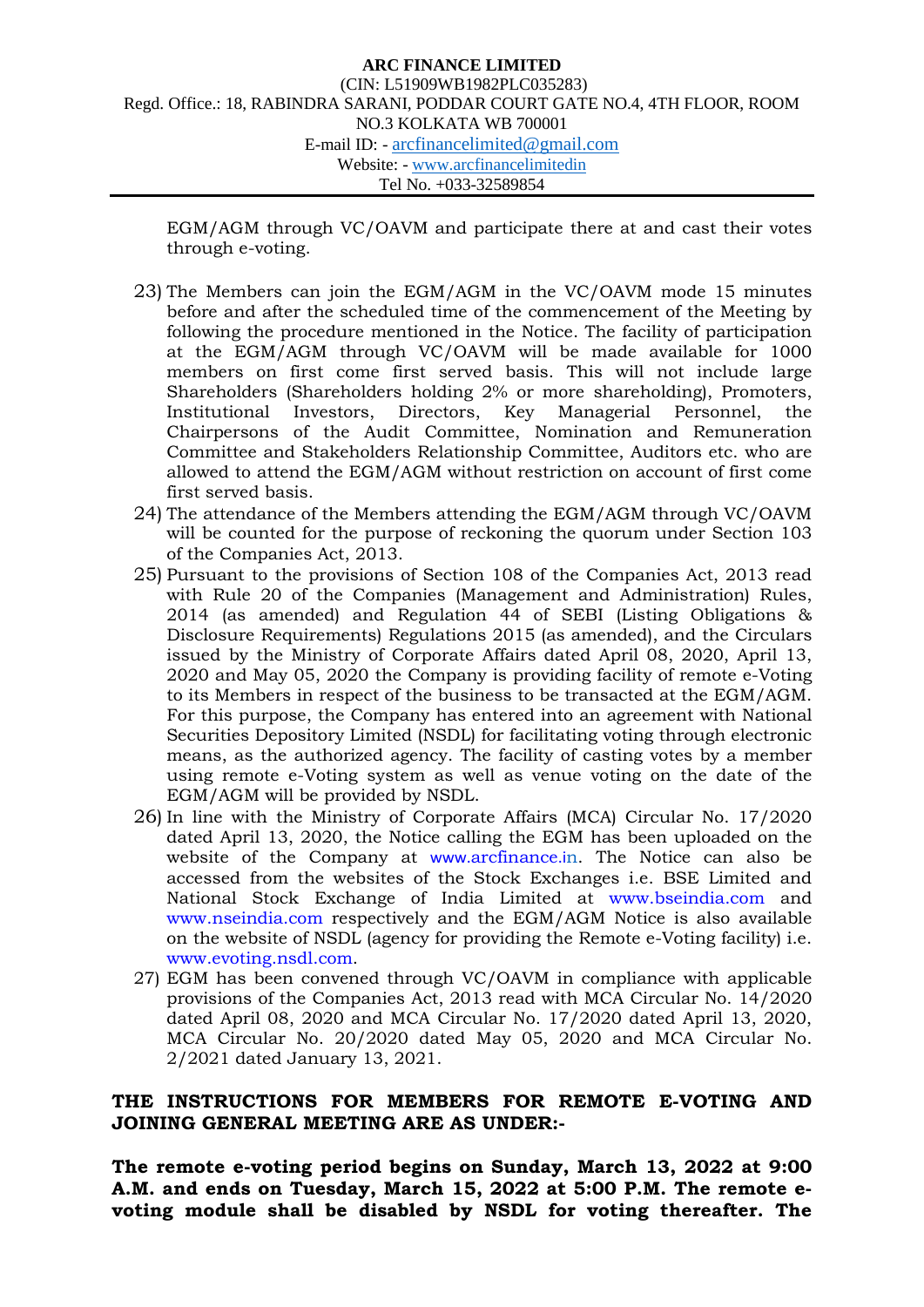EGM/AGM through VC/OAVM and participate there at and cast their votes through e-voting.

23) The Members can join the EGM/AGM in the VC/OAVM mode 15 minutes before and after the scheduled time of the commencement of the Meeting by following the procedure mentioned in the Notice. The facility of participation at the EGM/AGM through VC/OAVM will be made available for 1000 members on first come first served basis. This will not include large Shareholders (Shareholders holding 2% or more shareholding), Promoters, Institutional Investors, Directors, Key Managerial Personnel, the Chairpersons of the Audit Committee, Nomination and Remuneration Committee and Stakeholders Relationship Committee, Auditors etc. who are allowed to attend the EGM/AGM without restriction on account of first come first served basis.
24) The attendance of the Members attending the EGM/AGM through VC/OAVM will be counted for the purpose of reckoning the quorum under Section 103 of the Companies Act, 2013.
25) Pursuant to the provisions of Section 108 of the Companies Act, 2013 read with Rule 20 of the Companies (Management and Administration) Rules, 2014 (as amended) and Regulation 44 of SEBI (Listing Obligations & Disclosure Requirements) Regulations 2015 (as amended), and the Circulars issued by the Ministry of Corporate Affairs dated April 08, 2020, April 13, 2020 and May 05, 2020 the Company is providing facility of remote e-Voting to its Members in respect of the business to be transacted at the EGM/AGM. For this purpose, the Company has entered into an agreement with National Securities Depository Limited (NSDL) for facilitating voting through electronic means, as the authorized agency. The facility of casting votes by a member using remote e-Voting system as well as venue voting on the date of the EGM/AGM will be provided by NSDL.
26) In line with the Ministry of Corporate Affairs (MCA) Circular No. 17/2020 dated April 13, 2020, the Notice calling the EGM has been uploaded on the website of the Company at www.arcfinance.in. The Notice can also be accessed from the websites of the Stock Exchanges i.e. BSE Limited and National Stock Exchange of India Limited at www.bseindia.com and www.nseindia.com respectively and the EGM/AGM Notice is also available on the website of NSDL (agency for providing the Remote e-Voting facility) i.e. www.evoting.nsdl.com.
27) EGM has been convened through VC/OAVM in compliance with applicable provisions of the Companies Act, 2013 read with MCA Circular No. 14/2020 dated April 08, 2020 and MCA Circular No. 17/2020 dated April 13, 2020, MCA Circular No. 20/2020 dated May 05, 2020 and MCA Circular No. 2/2021 dated January 13, 2021.

**THE INSTRUCTIONS FOR MEMBERS FOR REMOTE E-VOTING AND JOINING GENERAL MEETING ARE AS UNDER:-**

**The remote e-voting period begins on Sunday, March 13, 2022 at 9:00 A.M. and ends on Tuesday, March 15, 2022 at 5:00 P.M. The remote e-voting module shall be disabled by NSDL for voting thereafter. The**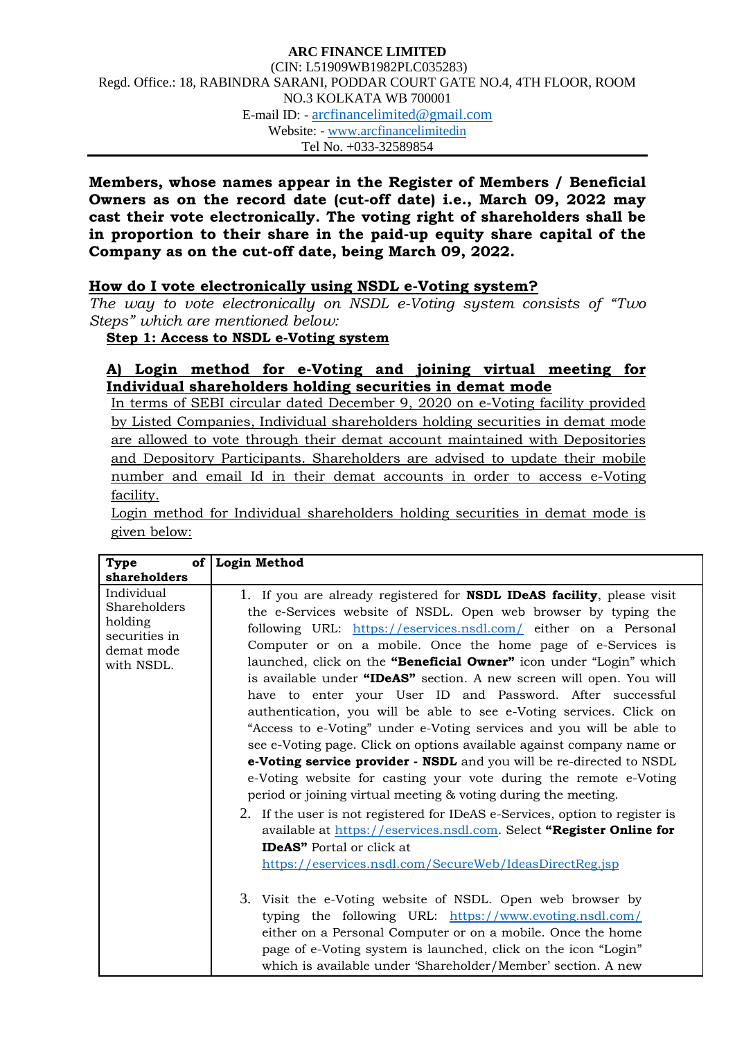**ARC FINANCE LIMITED**
(CIN: L51909WB1982PLC035283)
Regd. Office.: 18, RABINDRA SARANI, PODDAR COURT GATE NO.4, 4TH FLOOR, ROOM NO.3 KOLKATA WB 700001
E-mail ID: - arcfinancelimited@gmail.com
Website: - www.arcfinancelimitedin
Tel No. +033-32589854

**Members, whose names appear in the Register of Members / Beneficial Owners as on the record date (cut-off date) i.e., March 09, 2022 may cast their vote electronically. The voting right of shareholders shall be in proportion to their share in the paid-up equity share capital of the Company as on the cut-off date, being March 09, 2022.**

**How do I vote electronically using NSDL e-Voting system?**

*The way to vote electronically on NSDL e-Voting system consists of "Two Steps" which are mentioned below:*

**Step 1: Access to NSDL e-Voting system**

**A) Login method for e-Voting and joining virtual meeting for Individual shareholders holding securities in demat mode**

In terms of SEBI circular dated December 9, 2020 on e-Voting facility provided by Listed Companies, Individual shareholders holding securities in demat mode are allowed to vote through their demat account maintained with Depositories and Depository Participants. Shareholders are advised to update their mobile number and email Id in their demat accounts in order to access e-Voting facility.

Login method for Individual shareholders holding securities in demat mode is given below:

| Type of shareholders | Login Method |
|---|---|
| Individual Shareholders holding securities in demat mode with NSDL. | 1. If you are already registered for **NSDL IDeAS facility**, please visit the e-Services website of NSDL. Open web browser by typing the following URL: https://eservices.nsdl.com/ either on a Personal Computer or on a mobile. Once the home page of e-Services is launched, click on the **"Beneficial Owner"** icon under "Login" which is available under **"IDeAS"** section. A new screen will open. You will have to enter your User ID and Password. After successful authentication, you will be able to see e-Voting services. Click on "Access to e-Voting" under e-Voting services and you will be able to see e-Voting page. Click on options available against company name or **e-Voting service provider - NSDL** and you will be re-directed to NSDL e-Voting website for casting your vote during the remote e-Voting period or joining virtual meeting & voting during the meeting.<br>2. If the user is not registered for IDeAS e-Services, option to register is available at https://eservices.nsdl.com. Select **"Register Online for IDeAS"** Portal or click at https://eservices.nsdl.com/SecureWeb/IdeasDirectReg.jsp<br>3. Visit the e-Voting website of NSDL. Open web browser by typing the following URL: https://www.evoting.nsdl.com/ either on a Personal Computer or on a mobile. Once the home page of e-Voting system is launched, click on the icon "Login" which is available under 'Shareholder/Member' section. A new |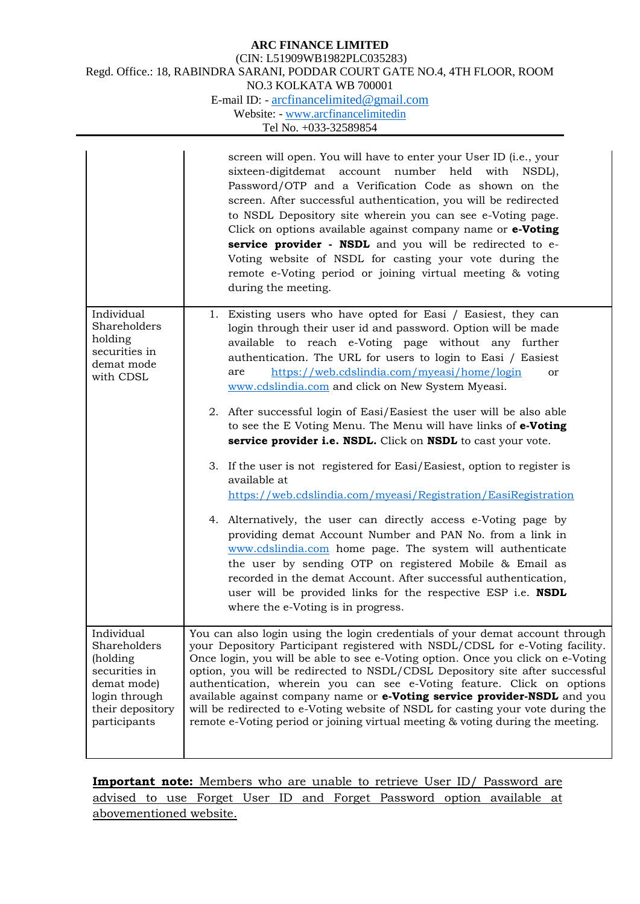| | |
|---|---|
| | screen will open. You will have to enter your User ID (i.e., your sixteen-digitdemat account number held with NSDL), Password/OTP and a Verification Code as shown on the screen. After successful authentication, you will be redirected to NSDL Depository site wherein you can see e-Voting page. Click on options available against company name or **e-Voting service provider - NSDL** and you will be redirected to e-Voting website of NSDL for casting your vote during the remote e-Voting period or joining virtual meeting & voting during the meeting. |
| Individual Shareholders holding securities in demat mode with CDSL | 1. Existing users who have opted for Easi / Easiest, they can login through their user id and password. Option will be made available to reach e-Voting page without any further authentication. The URL for users to login to Easi / Easiest are https://web.cdslindia.com/myeasi/home/login or www.cdslindia.com and click on New System Myeasi.<br><br>2. After successful login of Easi/Easiest the user will be also able to see the E Voting Menu. The Menu will have links of **e-Voting service provider i.e. NSDL.** Click on **NSDL** to cast your vote.<br><br>3. If the user is not registered for Easi/Easiest, option to register is available at https://web.cdslindia.com/myeasi/Registration/EasiRegistration<br><br>4. Alternatively, the user can directly access e-Voting page by providing demat Account Number and PAN No. from a link in www.cdslindia.com home page. The system will authenticate the user by sending OTP on registered Mobile & Email as recorded in the demat Account. After successful authentication, user will be provided links for the respective ESP i.e. **NSDL** where the e-Voting is in progress. |
| Individual Shareholders (holding securities in demat mode) login through their depository participants | You can also login using the login credentials of your demat account through your Depository Participant registered with NSDL/CDSL for e-Voting facility. Once login, you will be able to see e-Voting option. Once you click on e-Voting option, you will be redirected to NSDL/CDSL Depository site after successful authentication, wherein you can see e-Voting feature. Click on options available against company name or **e-Voting service provider-NSDL** and you will be redirected to e-Voting website of NSDL for casting your vote during the remote e-Voting period or joining virtual meeting & voting during the meeting. |

**Important note:** Members who are unable to retrieve User ID/ Password are advised to use Forget User ID and Forget Password option available at abovementioned website.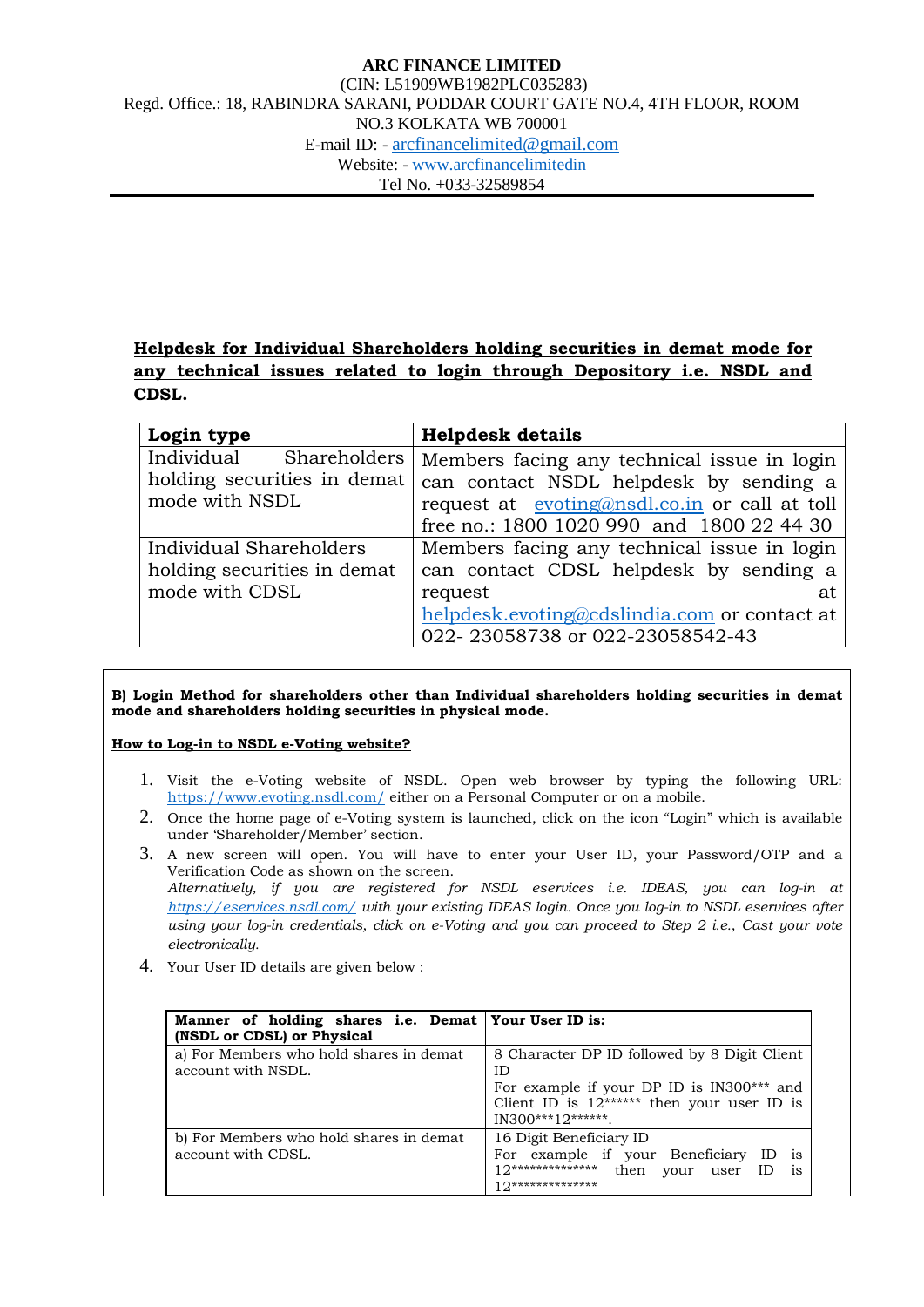**ARC FINANCE LIMITED**
(CIN: L51909WB1982PLC035283)
Regd. Office.: 18, RABINDRA SARANI, PODDAR COURT GATE NO.4, 4TH FLOOR, ROOM NO.3 KOLKATA WB 700001
E-mail ID: - arcfinancelimited@gmail.com
Website: - www.arcfinancelimitedin
Tel No. +033-32589854

**Helpdesk for Individual Shareholders holding securities in demat mode for any technical issues related to login through Depository i.e. NSDL and CDSL.**

| Login type | Helpdesk details |
|---|---|
| Individual Shareholders holding securities in demat mode with NSDL | Members facing any technical issue in login can contact NSDL helpdesk by sending a request at evoting@nsdl.co.in or call at toll free no.: 1800 1020 990 and 1800 22 44 30 |
| Individual Shareholders holding securities in demat mode with CDSL | Members facing any technical issue in login can contact CDSL helpdesk by sending a request at helpdesk.evoting@cdslindia.com or contact at 022- 23058738 or 022-23058542-43 |

**B) Login Method for shareholders other than Individual shareholders holding securities in demat mode and shareholders holding securities in physical mode.**

**How to Log-in to NSDL e-Voting website?**

1. Visit the e-Voting website of NSDL. Open web browser by typing the following URL: https://www.evoting.nsdl.com/ either on a Personal Computer or on a mobile.
2. Once the home page of e-Voting system is launched, click on the icon "Login" which is available under 'Shareholder/Member' section.
3. A new screen will open. You will have to enter your User ID, your Password/OTP and a Verification Code as shown on the screen.
   *Alternatively, if you are registered for NSDL eservices i.e. IDEAS, you can log-in at https://eservices.nsdl.com/ with your existing IDEAS login. Once you log-in to NSDL eservices after using your log-in credentials, click on e-Voting and you can proceed to Step 2 i.e., Cast your vote electronically.*
4. Your User ID details are given below :

| Manner of holding shares i.e. Demat (NSDL or CDSL) or Physical | Your User ID is: |
|---|---|
| a) For Members who hold shares in demat account with NSDL. | 8 Character DP ID followed by 8 Digit Client ID<br>For example if your DP ID is IN300*** and Client ID is 12****** then your user ID is IN300***12******. |
| b) For Members who hold shares in demat account with CDSL. | 16 Digit Beneficiary ID<br>For example if your Beneficiary ID is 12************** then your user ID is 12************** |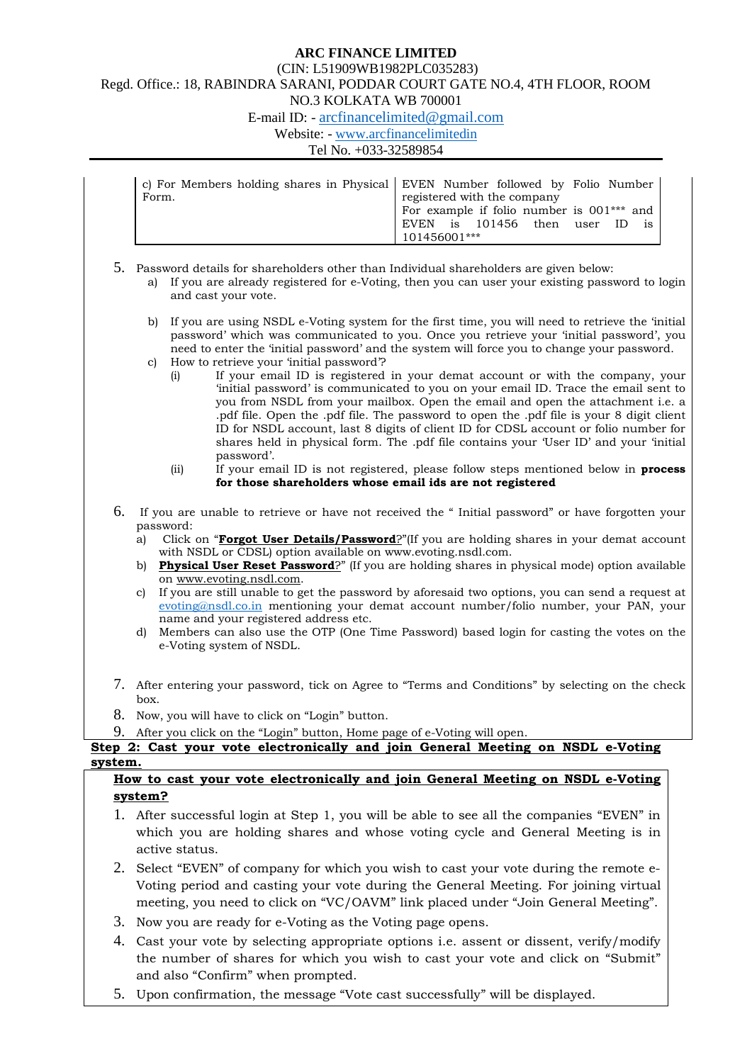| c) For Members holding shares in Physical Form. | EVEN Number followed by Folio Number registered with the company<br>For example if folio number is 001*** and EVEN is 101456 then user ID is 101456001*** |
|---|---|

5. Password details for shareholders other than Individual shareholders are given below:
   a) If you are already registered for e-Voting, then you can user your existing password to login and cast your vote.

   b) If you are using NSDL e-Voting system for the first time, you will need to retrieve the 'initial password' which was communicated to you. Once you retrieve your 'initial password', you need to enter the 'initial password' and the system will force you to change your password.
   c) How to retrieve your 'initial password'?
      (i) If your email ID is registered in your demat account or with the company, your 'initial password' is communicated to you on your email ID. Trace the email sent to you from NSDL from your mailbox. Open the email and open the attachment i.e. a .pdf file. Open the .pdf file. The password to open the .pdf file is your 8 digit client ID for NSDL account, last 8 digits of client ID for CDSL account or folio number for shares held in physical form. The .pdf file contains your 'User ID' and your 'initial password'.
      (ii) If your email ID is not registered, please follow steps mentioned below in **process for those shareholders whose email ids are not registered**

6. If you are unable to retrieve or have not received the " Initial password" or have forgotten your password:
   a) Click on "**Forgot User Details/Password**?"(If you are holding shares in your demat account with NSDL or CDSL) option available on www.evoting.nsdl.com.
   b) **Physical User Reset Password**?" (If you are holding shares in physical mode) option available on www.evoting.nsdl.com.
   c) If you are still unable to get the password by aforesaid two options, you can send a request at evoting@nsdl.co.in mentioning your demat account number/folio number, your PAN, your name and your registered address etc.
   d) Members can also use the OTP (One Time Password) based login for casting the votes on the e-Voting system of NSDL.

7. After entering your password, tick on Agree to "Terms and Conditions" by selecting on the check box.
8. Now, you will have to click on "Login" button.
9. After you click on the "Login" button, Home page of e-Voting will open.

**Step 2: Cast your vote electronically and join General Meeting on NSDL e-Voting system.**

**How to cast your vote electronically and join General Meeting on NSDL e-Voting system?**

1. After successful login at Step 1, you will be able to see all the companies "EVEN" in which you are holding shares and whose voting cycle and General Meeting is in active status.
2. Select "EVEN" of company for which you wish to cast your vote during the remote e-Voting period and casting your vote during the General Meeting. For joining virtual meeting, you need to click on "VC/OAVM" link placed under "Join General Meeting".
3. Now you are ready for e-Voting as the Voting page opens.
4. Cast your vote by selecting appropriate options i.e. assent or dissent, verify/modify the number of shares for which you wish to cast your vote and click on "Submit" and also "Confirm" when prompted.
5. Upon confirmation, the message "Vote cast successfully" will be displayed.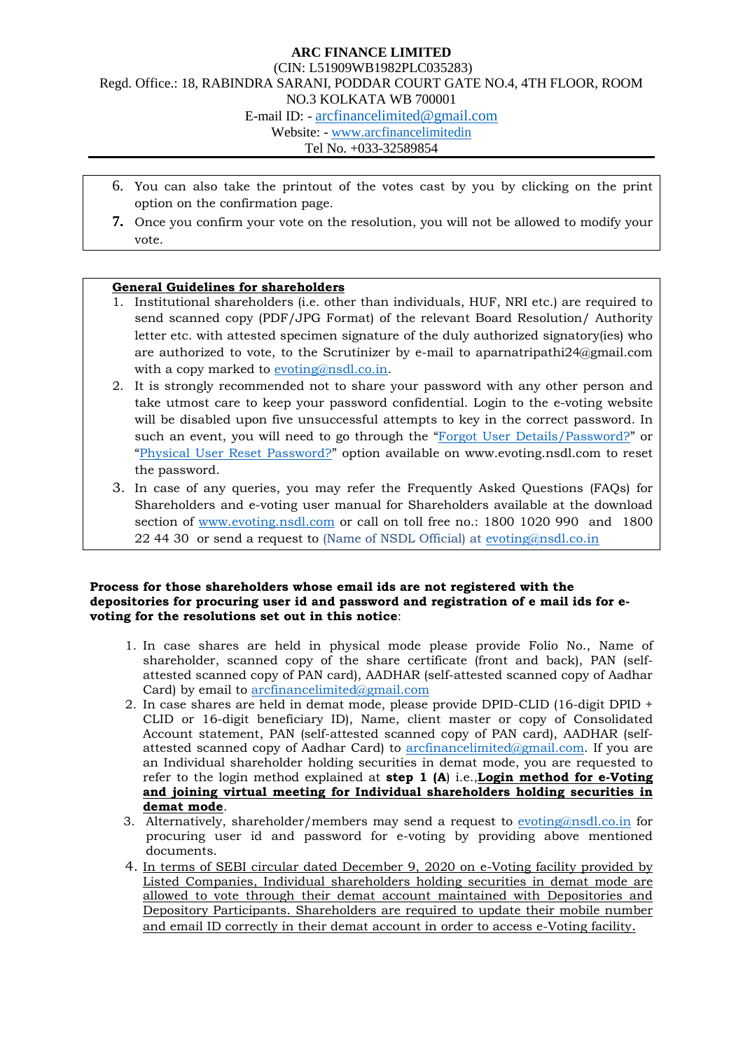6. You can also take the printout of the votes cast by you by clicking on the print option on the confirmation page.
7. Once you confirm your vote on the resolution, you will not be allowed to modify your vote.

**General Guidelines for shareholders**

1. Institutional shareholders (i.e. other than individuals, HUF, NRI etc.) are required to send scanned copy (PDF/JPG Format) of the relevant Board Resolution/ Authority letter etc. with attested specimen signature of the duly authorized signatory(ies) who are authorized to vote, to the Scrutinizer by e-mail to aparnatripathi24@gmail.com with a copy marked to evoting@nsdl.co.in.
2. It is strongly recommended not to share your password with any other person and take utmost care to keep your password confidential. Login to the e-voting website will be disabled upon five unsuccessful attempts to key in the correct password. In such an event, you will need to go through the "Forgot User Details/Password?" or "Physical User Reset Password?" option available on www.evoting.nsdl.com to reset the password.
3. In case of any queries, you may refer the Frequently Asked Questions (FAQs) for Shareholders and e-voting user manual for Shareholders available at the download section of www.evoting.nsdl.com or call on toll free no.: 1800 1020 990 and 1800 22 44 30 or send a request to (Name of NSDL Official) at evoting@nsdl.co.in

**Process for those shareholders whose email ids are not registered with the depositories for procuring user id and password and registration of e mail ids for e-voting for the resolutions set out in this notice**:

1. In case shares are held in physical mode please provide Folio No., Name of shareholder, scanned copy of the share certificate (front and back), PAN (self-attested scanned copy of PAN card), AADHAR (self-attested scanned copy of Aadhar Card) by email to arcfinancelimited@gmail.com
2. In case shares are held in demat mode, please provide DPID-CLID (16-digit DPID + CLID or 16-digit beneficiary ID), Name, client master or copy of Consolidated Account statement, PAN (self-attested scanned copy of PAN card), AADHAR (self-attested scanned copy of Aadhar Card) to arcfinancelimited@gmail.com. If you are an Individual shareholder holding securities in demat mode, you are requested to refer to the login method explained at **step 1 (A**) i.e.,**<u>Login method for e-Voting and joining virtual meeting for Individual shareholders holding securities in demat mode</u>**.
3. Alternatively, shareholder/members may send a request to evoting@nsdl.co.in for procuring user id and password for e-voting by providing above mentioned documents.
4. <u>In terms of SEBI circular dated December 9, 2020 on e-Voting facility provided by Listed Companies, Individual shareholders holding securities in demat mode are allowed to vote through their demat account maintained with Depositories and Depository Participants. Shareholders are required to update their mobile number and email ID correctly in their demat account in order to access e-Voting facility.</u>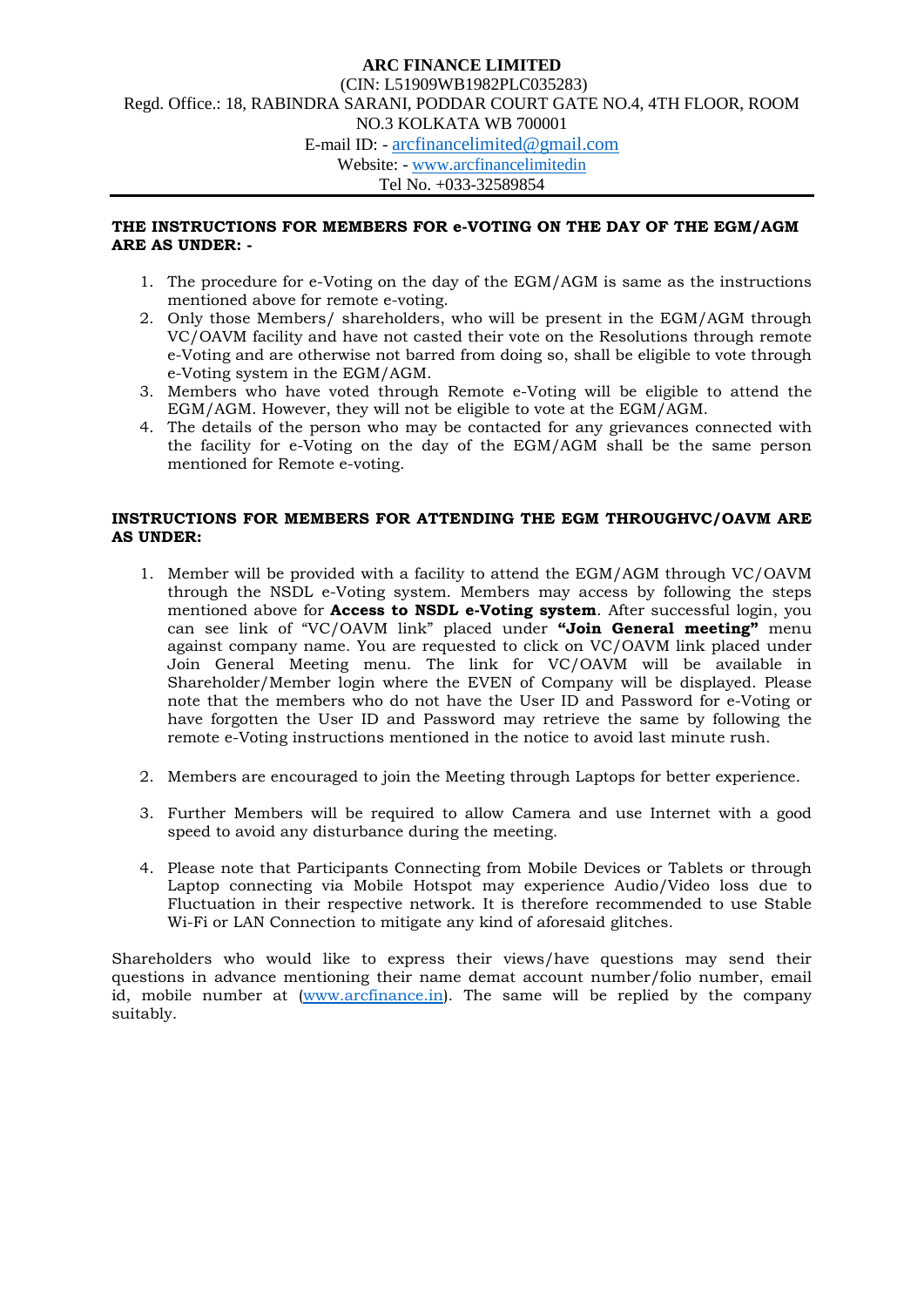**ARC FINANCE LIMITED**
(CIN: L51909WB1982PLC035283)
Regd. Office.: 18, RABINDRA SARANI, PODDAR COURT GATE NO.4, 4TH FLOOR, ROOM NO.3 KOLKATA WB 700001
E-mail ID: - arcfinancelimited@gmail.com
Website: - www.arcfinancelimitedin
Tel No. +033-32589854

**THE INSTRUCTIONS FOR MEMBERS FOR e-VOTING ON THE DAY OF THE EGM/AGM ARE AS UNDER: -**

1. The procedure for e-Voting on the day of the EGM/AGM is same as the instructions mentioned above for remote e-voting.
2. Only those Members/ shareholders, who will be present in the EGM/AGM through VC/OAVM facility and have not casted their vote on the Resolutions through remote e-Voting and are otherwise not barred from doing so, shall be eligible to vote through e-Voting system in the EGM/AGM.
3. Members who have voted through Remote e-Voting will be eligible to attend the EGM/AGM. However, they will not be eligible to vote at the EGM/AGM.
4. The details of the person who may be contacted for any grievances connected with the facility for e-Voting on the day of the EGM/AGM shall be the same person mentioned for Remote e-voting.

**INSTRUCTIONS FOR MEMBERS FOR ATTENDING THE EGM THROUGHVC/OAVM ARE AS UNDER:**

1. Member will be provided with a facility to attend the EGM/AGM through VC/OAVM through the NSDL e-Voting system. Members may access by following the steps mentioned above for **Access to NSDL e-Voting system**. After successful login, you can see link of "VC/OAVM link" placed under **"Join General meeting"** menu against company name. You are requested to click on VC/OAVM link placed under Join General Meeting menu. The link for VC/OAVM will be available in Shareholder/Member login where the EVEN of Company will be displayed. Please note that the members who do not have the User ID and Password for e-Voting or have forgotten the User ID and Password may retrieve the same by following the remote e-Voting instructions mentioned in the notice to avoid last minute rush.

2. Members are encouraged to join the Meeting through Laptops for better experience.

3. Further Members will be required to allow Camera and use Internet with a good speed to avoid any disturbance during the meeting.

4. Please note that Participants Connecting from Mobile Devices or Tablets or through Laptop connecting via Mobile Hotspot may experience Audio/Video loss due to Fluctuation in their respective network. It is therefore recommended to use Stable Wi-Fi or LAN Connection to mitigate any kind of aforesaid glitches.

Shareholders who would like to express their views/have questions may send their questions in advance mentioning their name demat account number/folio number, email id, mobile number at (www.arcfinance.in). The same will be replied by the company suitably.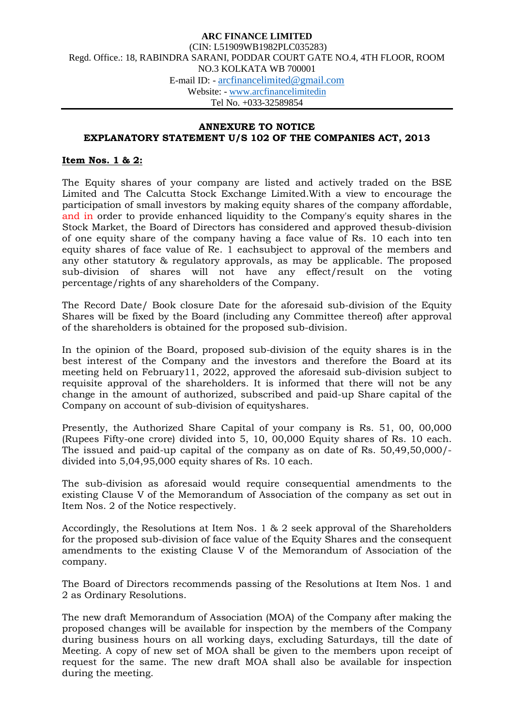**ARC FINANCE LIMITED**
(CIN: L51909WB1982PLC035283)
Regd. Office.: 18, RABINDRA SARANI, PODDAR COURT GATE NO.4, 4TH FLOOR, ROOM NO.3 KOLKATA WB 700001
E-mail ID: - arcfinancelimited@gmail.com
Website: - www.arcfinancelimitedin
Tel No. +033-32589854

## ANNEXURE TO NOTICE
## EXPLANATORY STATEMENT U/S 102 OF THE COMPANIES ACT, 2013

**Item Nos. 1 & 2:**

The Equity shares of your company are listed and actively traded on the BSE Limited and The Calcutta Stock Exchange Limited.With a view to encourage the participation of small investors by making equity shares of the company affordable, and in order to provide enhanced liquidity to the Company's equity shares in the Stock Market, the Board of Directors has considered and approved thesub-division of one equity share of the company having a face value of Rs. 10 each into ten equity shares of face value of Re. 1 eachsubject to approval of the members and any other statutory & regulatory approvals, as may be applicable. The proposed sub-division of shares will not have any effect/result on the voting percentage/rights of any shareholders of the Company.

The Record Date/ Book closure Date for the aforesaid sub-division of the Equity Shares will be fixed by the Board (including any Committee thereof) after approval of the shareholders is obtained for the proposed sub-division.

In the opinion of the Board, proposed sub-division of the equity shares is in the best interest of the Company and the investors and therefore the Board at its meeting held on February11, 2022, approved the aforesaid sub-division subject to requisite approval of the shareholders. It is informed that there will not be any change in the amount of authorized, subscribed and paid-up Share capital of the Company on account of sub-division of equityshares.

Presently, the Authorized Share Capital of your company is Rs. 51, 00, 00,000 (Rupees Fifty-one crore) divided into 5, 10, 00,000 Equity shares of Rs. 10 each. The issued and paid-up capital of the company as on date of Rs. 50,49,50,000/- divided into 5,04,95,000 equity shares of Rs. 10 each.

The sub-division as aforesaid would require consequential amendments to the existing Clause V of the Memorandum of Association of the company as set out in Item Nos. 2 of the Notice respectively.

Accordingly, the Resolutions at Item Nos. 1 & 2 seek approval of the Shareholders for the proposed sub-division of face value of the Equity Shares and the consequent amendments to the existing Clause V of the Memorandum of Association of the company.

The Board of Directors recommends passing of the Resolutions at Item Nos. 1 and 2 as Ordinary Resolutions.

The new draft Memorandum of Association (MOA) of the Company after making the proposed changes will be available for inspection by the members of the Company during business hours on all working days, excluding Saturdays, till the date of Meeting. A copy of new set of MOA shall be given to the members upon receipt of request for the same. The new draft MOA shall also be available for inspection during the meeting.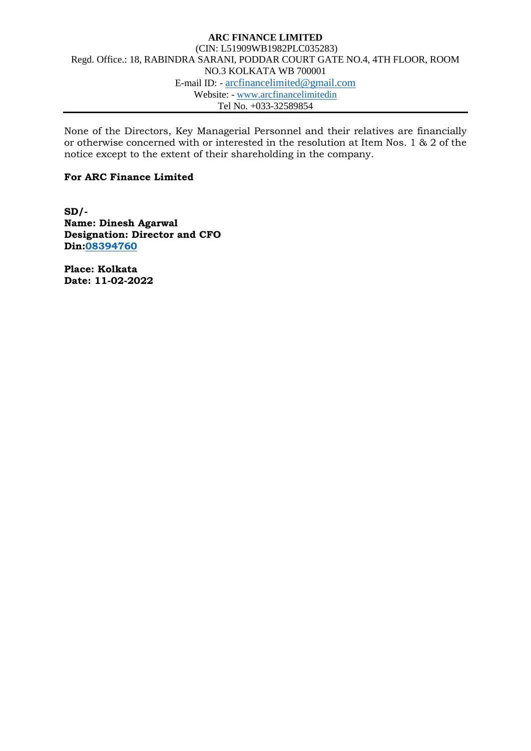None of the Directors, Key Managerial Personnel and their relatives are financially or otherwise concerned with or interested in the resolution at Item Nos. 1 & 2 of the notice except to the extent of their shareholding in the company.

**For ARC Finance Limited**

**SD/-**
**Name: Dinesh Agarwal**
**Designation: Director and CFO**
**Din:08394760**

**Place: Kolkata**
**Date: 11-02-2022**